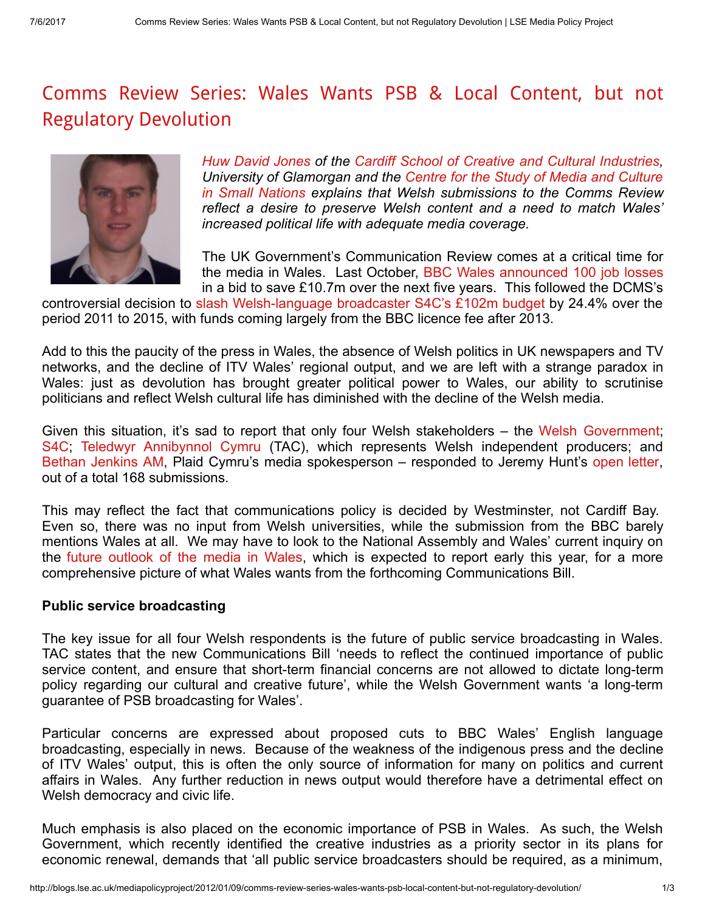# Comms Review Series: Wales Wants PSB & Local Content, but not Regulatory Devolution

*Huw David Jones of the Cardiff School of Creative and Cultural Industries, University of Glamorgan and the Centre for the Study of Media and Culture in Small Nations explains that Welsh submissions to the Comms Review reflect a desire to preserve Welsh content and a need to match Wales' increased political life with adequate media coverage.*

The UK Government's Communication Review comes at a critical time for the media in Wales. Last October, BBC Wales announced 100 job losses in a bid to save £10.7m over the next five years. This followed the DCMS's controversial decision to slash Welsh-language broadcaster S4C's £102m budget by 24.4% over the period 2011 to 2015, with funds coming largely from the BBC licence fee after 2013.

Add to this the paucity of the press in Wales, the absence of Welsh politics in UK newspapers and TV networks, and the decline of ITV Wales' regional output, and we are left with a strange paradox in Wales: just as devolution has brought greater political power to Wales, our ability to scrutinise politicians and reflect Welsh cultural life has diminished with the decline of the Welsh media.

Given this situation, it's sad to report that only four Welsh stakeholders – the Welsh Government; S4C; Teledwyr Annibynnol Cymru (TAC), which represents Welsh independent producers; and Bethan Jenkins AM, Plaid Cymru's media spokesperson – responded to Jeremy Hunt's open letter, out of a total 168 submissions.

This may reflect the fact that communications policy is decided by Westminster, not Cardiff Bay. Even so, there was no input from Welsh universities, while the submission from the BBC barely mentions Wales at all. We may have to look to the National Assembly and Wales' current inquiry on the future outlook of the media in Wales, which is expected to report early this year, for a more comprehensive picture of what Wales wants from the forthcoming Communications Bill.

**Public service broadcasting**

The key issue for all four Welsh respondents is the future of public service broadcasting in Wales. TAC states that the new Communications Bill 'needs to reflect the continued importance of public service content, and ensure that short-term financial concerns are not allowed to dictate long-term policy regarding our cultural and creative future', while the Welsh Government wants 'a long-term guarantee of PSB broadcasting for Wales'.

Particular concerns are expressed about proposed cuts to BBC Wales' English language broadcasting, especially in news. Because of the weakness of the indigenous press and the decline of ITV Wales' output, this is often the only source of information for many on politics and current affairs in Wales. Any further reduction in news output would therefore have a detrimental effect on Welsh democracy and civic life.

Much emphasis is also placed on the economic importance of PSB in Wales. As such, the Welsh Government, which recently identified the creative industries as a priority sector in its plans for economic renewal, demands that 'all public service broadcasters should be required, as a minimum,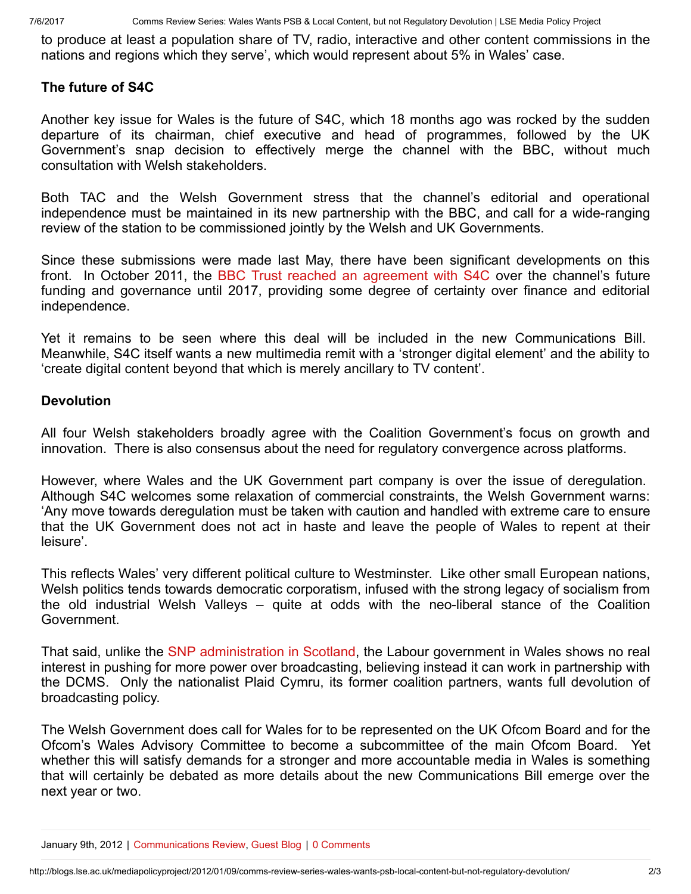to produce at least a population share of TV, radio, interactive and other content commissions in the nations and regions which they serve', which would represent about 5% in Wales' case.

### The future of S4C

Another key issue for Wales is the future of S4C, which 18 months ago was rocked by the sudden departure of its chairman, chief executive and head of programmes, followed by the UK Government's snap decision to effectively merge the channel with the BBC, without much consultation with Welsh stakeholders.

Both TAC and the Welsh Government stress that the channel's editorial and operational independence must be maintained in its new partnership with the BBC, and call for a wide-ranging review of the station to be commissioned jointly by the Welsh and UK Governments.

Since these submissions were made last May, there have been significant developments on this front. In October 2011, the BBC Trust reached an agreement with S4C over the channel's future funding and governance until 2017, providing some degree of certainty over finance and editorial independence.

Yet it remains to be seen where this deal will be included in the new Communications Bill. Meanwhile, S4C itself wants a new multimedia remit with a 'stronger digital element' and the ability to 'create digital content beyond that which is merely ancillary to TV content'.

### Devolution

All four Welsh stakeholders broadly agree with the Coalition Government's focus on growth and innovation. There is also consensus about the need for regulatory convergence across platforms.

However, where Wales and the UK Government part company is over the issue of deregulation. Although S4C welcomes some relaxation of commercial constraints, the Welsh Government warns: 'Any move towards deregulation must be taken with caution and handled with extreme care to ensure that the UK Government does not act in haste and leave the people of Wales to repent at their leisure'.

This reflects Wales' very different political culture to Westminster. Like other small European nations, Welsh politics tends towards democratic corporatism, infused with the strong legacy of socialism from the old industrial Welsh Valleys – quite at odds with the neo-liberal stance of the Coalition Government.

That said, unlike the SNP administration in Scotland, the Labour government in Wales shows no real interest in pushing for more power over broadcasting, believing instead it can work in partnership with the DCMS. Only the nationalist Plaid Cymru, its former coalition partners, wants full devolution of broadcasting policy.

The Welsh Government does call for Wales for to be represented on the UK Ofcom Board and for the Ofcom's Wales Advisory Committee to become a subcommittee of the main Ofcom Board. Yet whether this will satisfy demands for a stronger and more accountable media in Wales is something that will certainly be debated as more details about the new Communications Bill emerge over the next year or two.

January 9th, 2012 | Communications Review, Guest Blog | 0 Comments